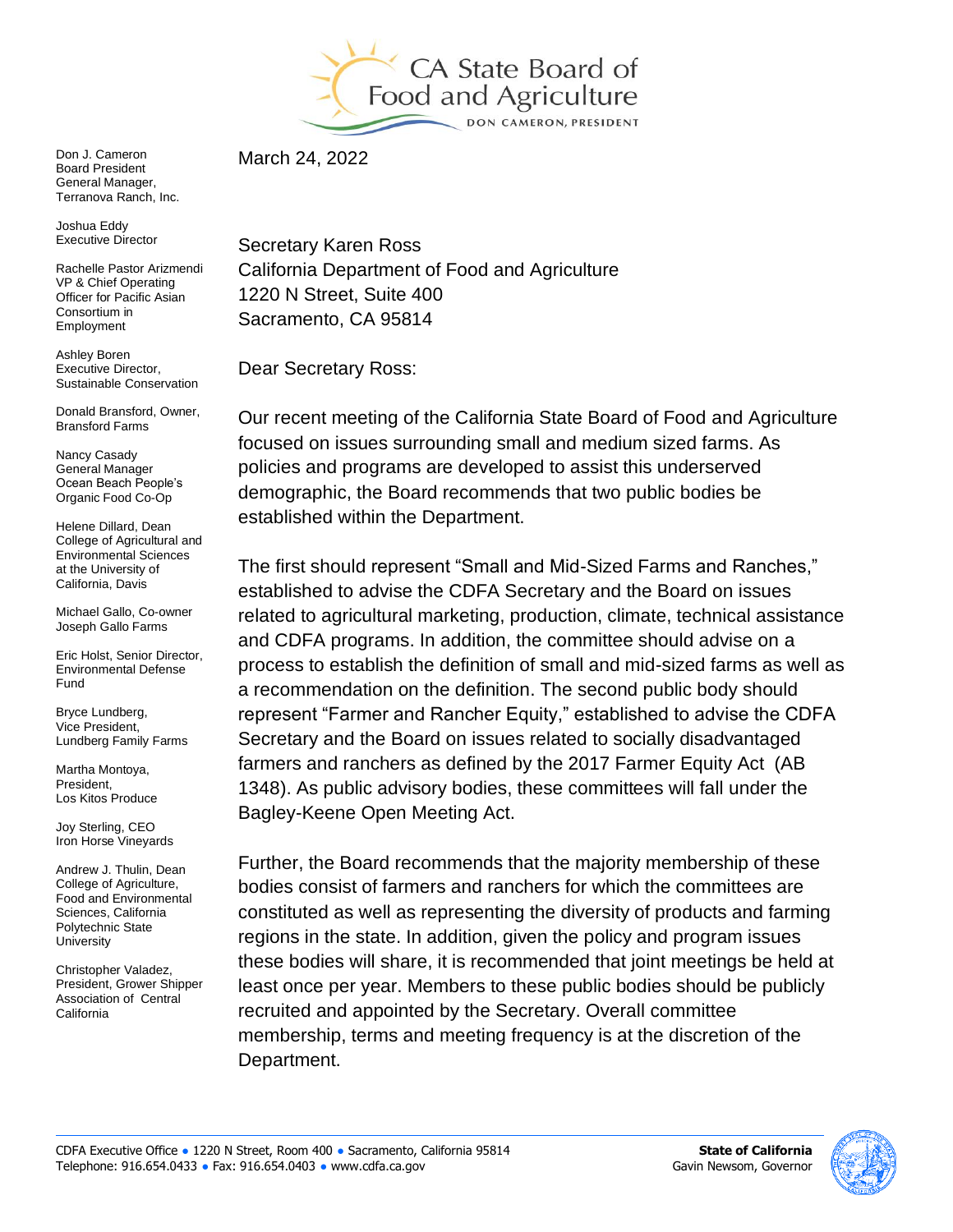# CA State Board of Food and Agriculture

DON CAMERON, PRESIDENT

Don J. Cameron
Board President
General Manager,
Terranova Ranch, Inc.

Joshua Eddy
Executive Director

Rachelle Pastor Arizmendi
VP & Chief Operating Officer for Pacific Asian Consortium in Employment

Ashley Boren
Executive Director,
Sustainable Conservation

Donald Bransford, Owner,
Bransford Farms

Nancy Casady
General Manager
Ocean Beach People's Organic Food Co-Op

Helene Dillard, Dean
College of Agricultural and Environmental Sciences at the University of California, Davis

Michael Gallo, Co-owner
Joseph Gallo Farms

Eric Holst, Senior Director,
Environmental Defense Fund

Bryce Lundberg,
Vice President,
Lundberg Family Farms

Martha Montoya,
President,
Los Kitos Produce

Joy Sterling, CEO
Iron Horse Vineyards

Andrew J. Thulin, Dean
College of Agriculture, Food and Environmental Sciences, California Polytechnic State University

Christopher Valadez,
President, Grower Shipper Association of Central California

March 24, 2022

Secretary Karen Ross
California Department of Food and Agriculture
1220 N Street, Suite 400
Sacramento, CA 95814

Dear Secretary Ross:

Our recent meeting of the California State Board of Food and Agriculture focused on issues surrounding small and medium sized farms. As policies and programs are developed to assist this underserved demographic, the Board recommends that two public bodies be established within the Department.

The first should represent "Small and Mid-Sized Farms and Ranches," established to advise the CDFA Secretary and the Board on issues related to agricultural marketing, production, climate, technical assistance and CDFA programs. In addition, the committee should advise on a process to establish the definition of small and mid-sized farms as well as a recommendation on the definition. The second public body should represent "Farmer and Rancher Equity," established to advise the CDFA Secretary and the Board on issues related to socially disadvantaged farmers and ranchers as defined by the 2017 Farmer Equity Act (AB 1348). As public advisory bodies, these committees will fall under the Bagley-Keene Open Meeting Act.

Further, the Board recommends that the majority membership of these bodies consist of farmers and ranchers for which the committees are constituted as well as representing the diversity of products and farming regions in the state. In addition, given the policy and program issues these bodies will share, it is recommended that joint meetings be held at least once per year. Members to these public bodies should be publicly recruited and appointed by the Secretary. Overall committee membership, terms and meeting frequency is at the discretion of the Department.

CDFA Executive Office • 1220 N Street, Room 400 • Sacramento, California 95814
Telephone: 916.654.0433 • Fax: 916.654.0403 • www.cdfa.ca.gov

**State of California**
Gavin Newsom, Governor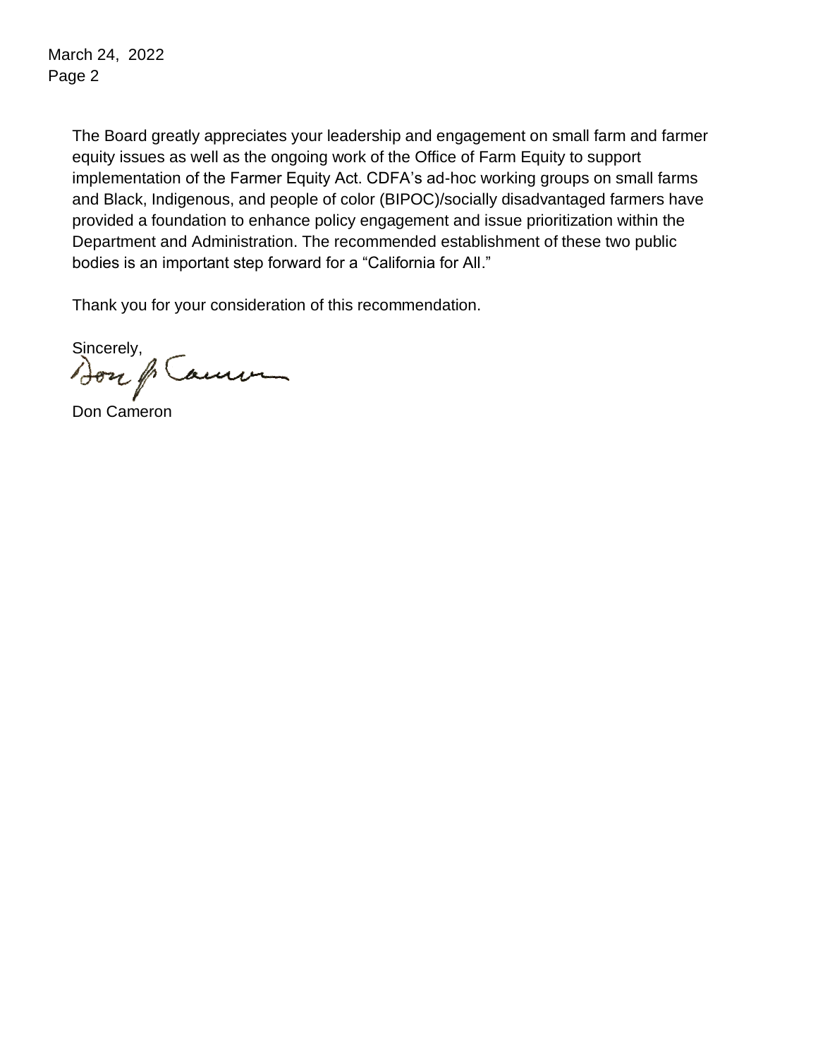The Board greatly appreciates your leadership and engagement on small farm and farmer equity issues as well as the ongoing work of the Office of Farm Equity to support implementation of the Farmer Equity Act. CDFA's ad-hoc working groups on small farms and Black, Indigenous, and people of color (BIPOC)/socially disadvantaged farmers have provided a foundation to enhance policy engagement and issue prioritization within the Department and Administration. The recommended establishment of these two public bodies is an important step forward for a "California for All."

Thank you for your consideration of this recommendation.

Sincerely,

Don Cameron